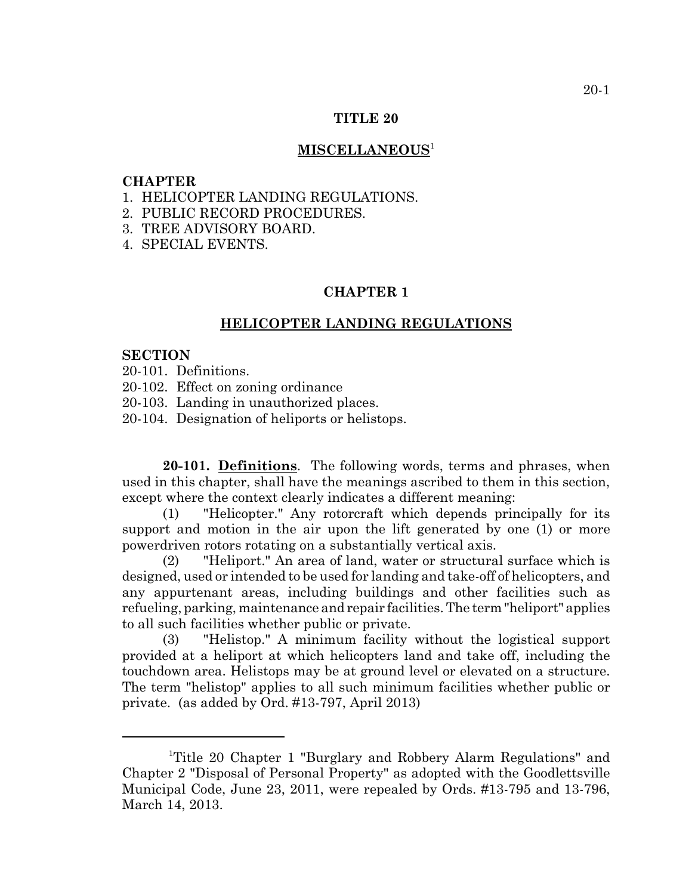# TITLE 20

## MISCELLANEOUS[1]

**CHAPTER**

1. HELICOPTER LANDING REGULATIONS.
2. PUBLIC RECORD PROCEDURES.
3. TREE ADVISORY BOARD.
4. SPECIAL EVENTS.

## CHAPTER 1

## HELICOPTER LANDING REGULATIONS

**SECTION**

20-101. Definitions.
20-102. Effect on zoning ordinance
20-103. Landing in unauthorized places.
20-104. Designation of heliports or helistops.

**20-101. Definitions**. The following words, terms and phrases, when used in this chapter, shall have the meanings ascribed to them in this section, except where the context clearly indicates a different meaning:

(1) "Helicopter." Any rotorcraft which depends principally for its support and motion in the air upon the lift generated by one (1) or more powerdriven rotors rotating on a substantially vertical axis.

(2) "Heliport." An area of land, water or structural surface which is designed, used or intended to be used for landing and take-off of helicopters, and any appurtenant areas, including buildings and other facilities such as refueling, parking, maintenance and repair facilities. The term "heliport" applies to all such facilities whether public or private.

(3) "Helistop." A minimum facility without the logistical support provided at a heliport at which helicopters land and take off, including the touchdown area. Helistops may be at ground level or elevated on a structure. The term "helistop" applies to all such minimum facilities whether public or private. (as added by Ord. #13-797, April 2013)

---

[1] Title 20 Chapter 1 "Burglary and Robbery Alarm Regulations" and Chapter 2 "Disposal of Personal Property" as adopted with the Goodlettsville Municipal Code, June 23, 2011, were repealed by Ords. #13-795 and 13-796, March 14, 2013.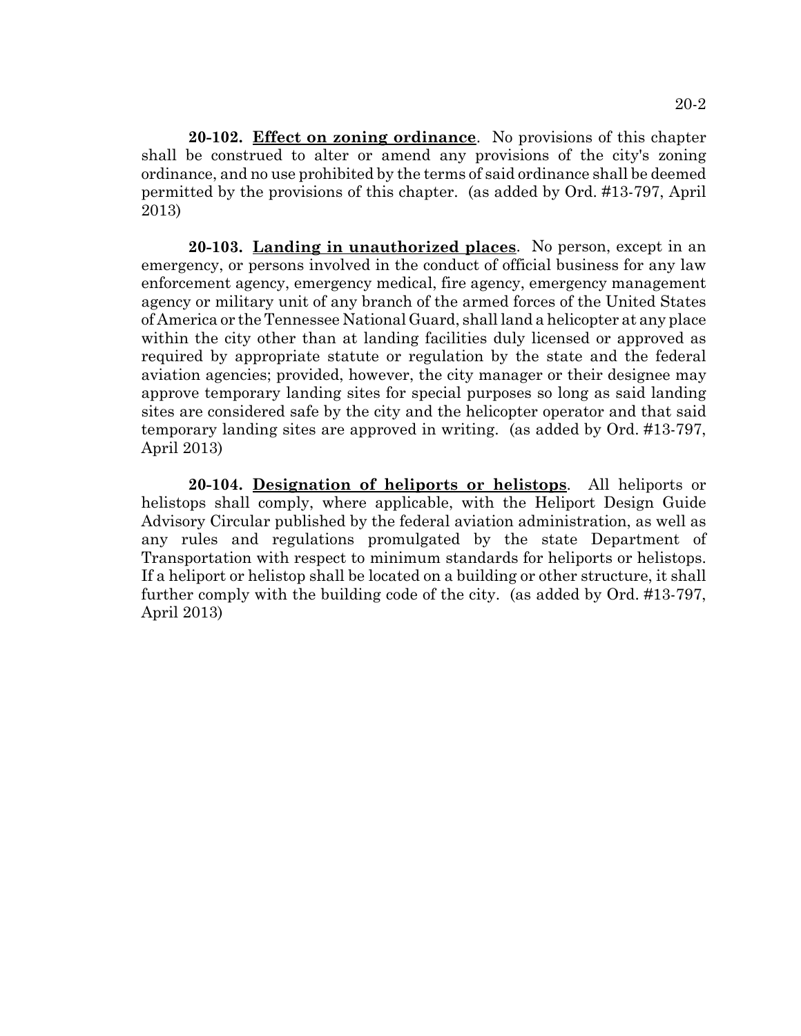**20-102. <u>Effect on zoning ordinance</u>**. No provisions of this chapter shall be construed to alter or amend any provisions of the city's zoning ordinance, and no use prohibited by the terms of said ordinance shall be deemed permitted by the provisions of this chapter. (as added by Ord. #13-797, April 2013)

**20-103. <u>Landing in unauthorized places</u>**. No person, except in an emergency, or persons involved in the conduct of official business for any law enforcement agency, emergency medical, fire agency, emergency management agency or military unit of any branch of the armed forces of the United States of America or the Tennessee National Guard, shall land a helicopter at any place within the city other than at landing facilities duly licensed or approved as required by appropriate statute or regulation by the state and the federal aviation agencies; provided, however, the city manager or their designee may approve temporary landing sites for special purposes so long as said landing sites are considered safe by the city and the helicopter operator and that said temporary landing sites are approved in writing. (as added by Ord. #13-797, April 2013)

**20-104. <u>Designation of heliports or helistops</u>**. All heliports or helistops shall comply, where applicable, with the Heliport Design Guide Advisory Circular published by the federal aviation administration, as well as any rules and regulations promulgated by the state Department of Transportation with respect to minimum standards for heliports or helistops. If a heliport or helistop shall be located on a building or other structure, it shall further comply with the building code of the city. (as added by Ord. #13-797, April 2013)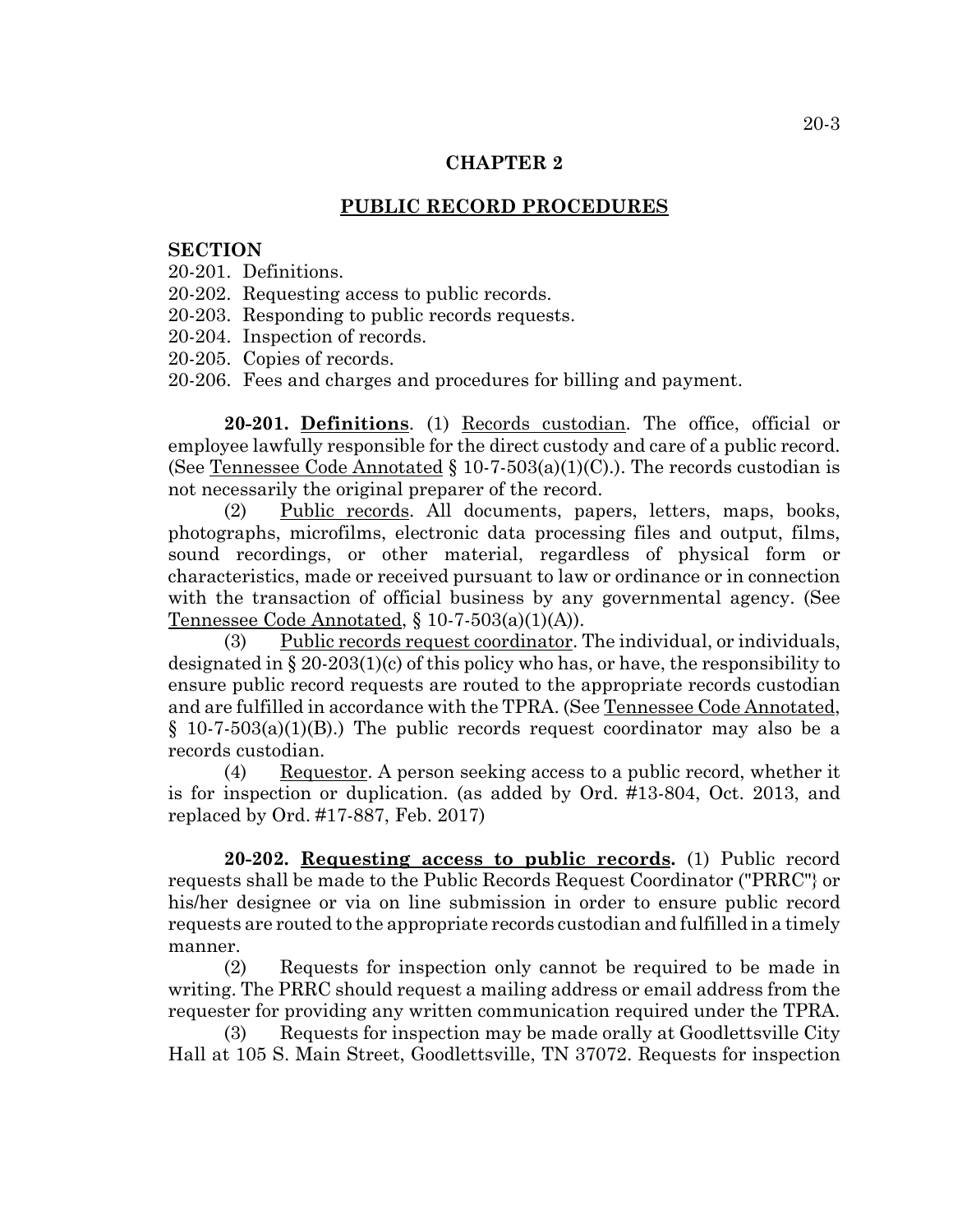## CHAPTER 2

## PUBLIC RECORD PROCEDURES

**SECTION**

20-201. Definitions.
20-202. Requesting access to public records.
20-203. Responding to public records requests.
20-204. Inspection of records.
20-205. Copies of records.
20-206. Fees and charges and procedures for billing and payment.

**20-201. Definitions**. (1) Records custodian. The office, official or employee lawfully responsible for the direct custody and care of a public record. (See Tennessee Code Annotated § 10-7-503(a)(1)(C).). The records custodian is not necessarily the original preparer of the record.

(2) Public records. All documents, papers, letters, maps, books, photographs, microfilms, electronic data processing files and output, films, sound recordings, or other material, regardless of physical form or characteristics, made or received pursuant to law or ordinance or in connection with the transaction of official business by any governmental agency. (See Tennessee Code Annotated, § 10-7-503(a)(1)(A)).

(3) Public records request coordinator. The individual, or individuals, designated in § 20-203(1)(c) of this policy who has, or have, the responsibility to ensure public record requests are routed to the appropriate records custodian and are fulfilled in accordance with the TPRA. (See Tennessee Code Annotated, § 10-7-503(a)(1)(B).) The public records request coordinator may also be a records custodian.

(4) Requestor. A person seeking access to a public record, whether it is for inspection or duplication. (as added by Ord. #13-804, Oct. 2013, and replaced by Ord. #17-887, Feb. 2017)

**20-202. Requesting access to public records.** (1) Public record requests shall be made to the Public Records Request Coordinator ("PRRC"} or his/her designee or via on line submission in order to ensure public record requests are routed to the appropriate records custodian and fulfilled in a timely manner.

(2) Requests for inspection only cannot be required to be made in writing. The PRRC should request a mailing address or email address from the requester for providing any written communication required under the TPRA.

(3) Requests for inspection may be made orally at Goodlettsville City Hall at 105 S. Main Street, Goodlettsville, TN 37072. Requests for inspection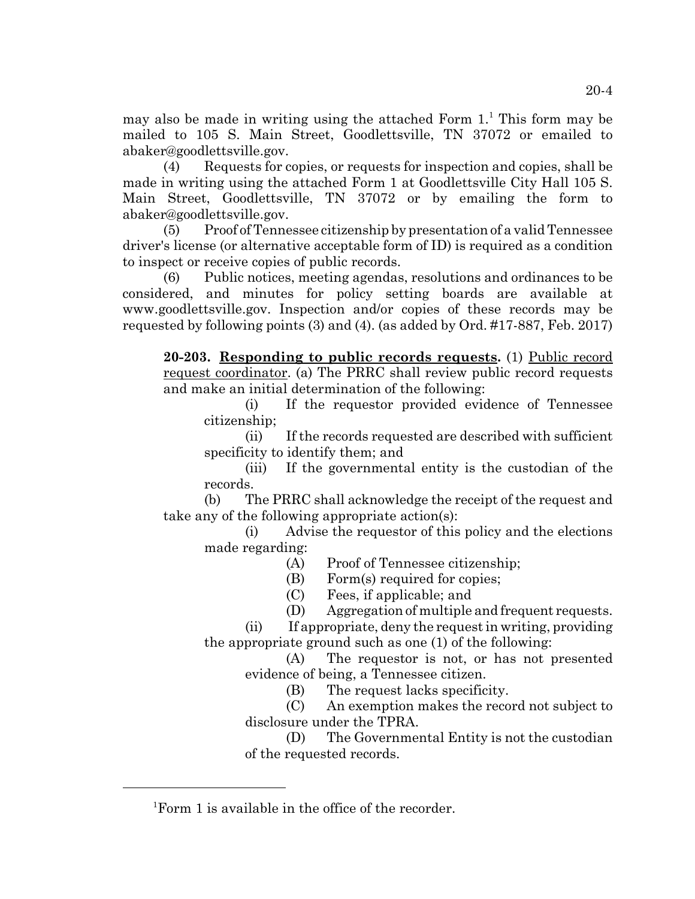may also be made in writing using the attached Form 1.[1] This form may be mailed to 105 S. Main Street, Goodlettsville, TN 37072 or emailed to abaker@goodlettsville.gov.

(4) Requests for copies, or requests for inspection and copies, shall be made in writing using the attached Form 1 at Goodlettsville City Hall 105 S. Main Street, Goodlettsville, TN 37072 or by emailing the form to abaker@goodlettsville.gov.

(5) Proof of Tennessee citizenship by presentation of a valid Tennessee driver's license (or alternative acceptable form of ID) is required as a condition to inspect or receive copies of public records.

(6) Public notices, meeting agendas, resolutions and ordinances to be considered, and minutes for policy setting boards are available at www.goodlettsville.gov. Inspection and/or copies of these records may be requested by following points (3) and (4). (as added by Ord. #17-887, Feb. 2017)

**20-203. Responding to public records requests.** (1) Public record request coordinator. (a) The PRRC shall review public record requests and make an initial determination of the following:

(i) If the requestor provided evidence of Tennessee citizenship;

(ii) If the records requested are described with sufficient specificity to identify them; and

(iii) If the governmental entity is the custodian of the records.

(b) The PRRC shall acknowledge the receipt of the request and take any of the following appropriate action(s):

(i) Advise the requestor of this policy and the elections made regarding:

(A) Proof of Tennessee citizenship;

(B) Form(s) required for copies;

(C) Fees, if applicable; and

(D) Aggregation of multiple and frequent requests.

(ii) If appropriate, deny the request in writing, providing the appropriate ground such as one (1) of the following:

(A) The requestor is not, or has not presented evidence of being, a Tennessee citizen.

(B) The request lacks specificity.

(C) An exemption makes the record not subject to disclosure under the TPRA.

(D) The Governmental Entity is not the custodian of the requested records.

---

[1] Form 1 is available in the office of the recorder.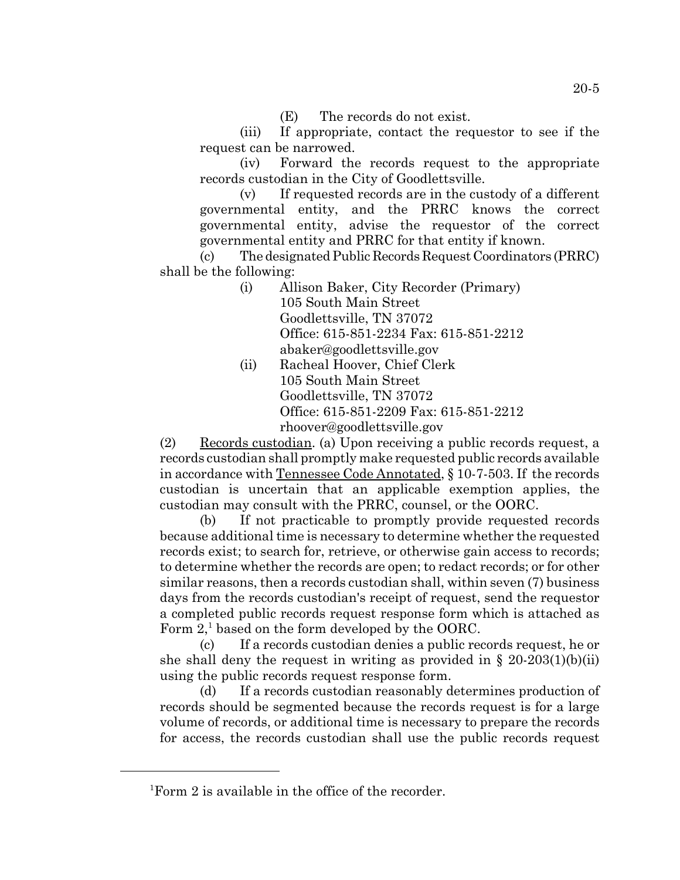(E) The records do not exist.

(iii) If appropriate, contact the requestor to see if the request can be narrowed.

(iv) Forward the records request to the appropriate records custodian in the City of Goodlettsville.

(v) If requested records are in the custody of a different governmental entity, and the PRRC knows the correct governmental entity, advise the requestor of the correct governmental entity and PRRC for that entity if known.

(c) The designated Public Records Request Coordinators (PRRC) shall be the following:

(i) Allison Baker, City Recorder (Primary)
105 South Main Street
Goodlettsville, TN 37072
Office: 615-851-2234 Fax: 615-851-2212
abaker@goodlettsville.gov

(ii) Racheal Hoover, Chief Clerk
105 South Main Street
Goodlettsville, TN 37072
Office: 615-851-2209 Fax: 615-851-2212
rhoover@goodlettsville.gov

(2) Records custodian. (a) Upon receiving a public records request, a records custodian shall promptly make requested public records available in accordance with Tennessee Code Annotated, § 10-7-503. If the records custodian is uncertain that an applicable exemption applies, the custodian may consult with the PRRC, counsel, or the OORC.

(b) If not practicable to promptly provide requested records because additional time is necessary to determine whether the requested records exist; to search for, retrieve, or otherwise gain access to records; to determine whether the records are open; to redact records; or for other similar reasons, then a records custodian shall, within seven (7) business days from the records custodian's receipt of request, send the requestor a completed public records request response form which is attached as Form 2,[1] based on the form developed by the OORC.

(c) If a records custodian denies a public records request, he or she shall deny the request in writing as provided in § 20-203(1)(b)(ii) using the public records request response form.

(d) If a records custodian reasonably determines production of records should be segmented because the records request is for a large volume of records, or additional time is necessary to prepare the records for access, the records custodian shall use the public records request

---

[1]Form 2 is available in the office of the recorder.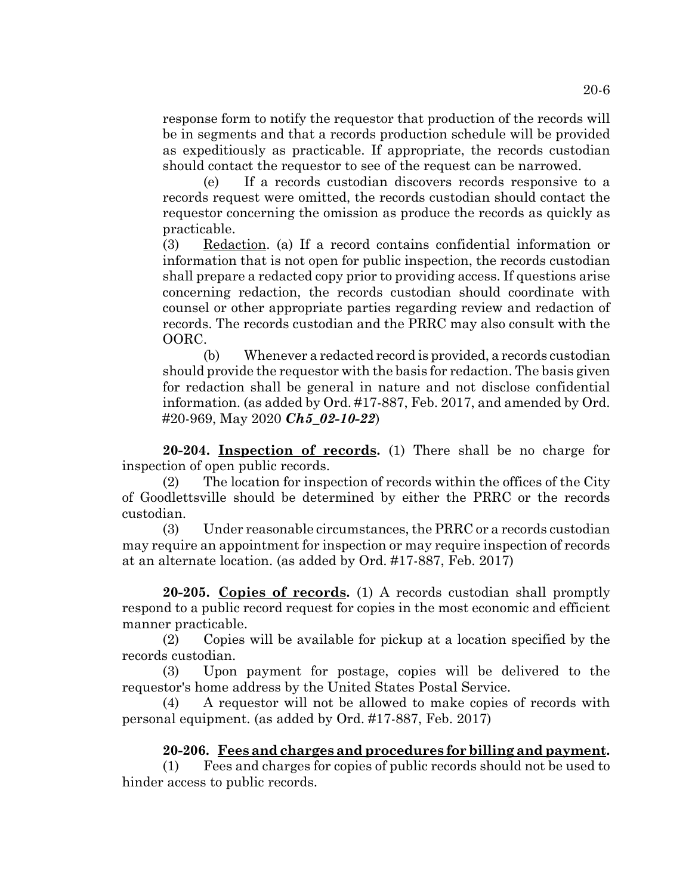response form to notify the requestor that production of the records will be in segments and that a records production schedule will be provided as expeditiously as practicable. If appropriate, the records custodian should contact the requestor to see of the request can be narrowed.

(e) If a records custodian discovers records responsive to a records request were omitted, the records custodian should contact the requestor concerning the omission as produce the records as quickly as practicable.

(3) Redaction. (a) If a record contains confidential information or information that is not open for public inspection, the records custodian shall prepare a redacted copy prior to providing access. If questions arise concerning redaction, the records custodian should coordinate with counsel or other appropriate parties regarding review and redaction of records. The records custodian and the PRRC may also consult with the OORC.

(b) Whenever a redacted record is provided, a records custodian should provide the requestor with the basis for redaction. The basis given for redaction shall be general in nature and not disclose confidential information. (as added by Ord. #17-887, Feb. 2017, and amended by Ord. #20-969, May 2020 ***Ch5_02-10-22***)

**20-204. Inspection of records.** (1) There shall be no charge for inspection of open public records.

(2) The location for inspection of records within the offices of the City of Goodlettsville should be determined by either the PRRC or the records custodian.

(3) Under reasonable circumstances, the PRRC or a records custodian may require an appointment for inspection or may require inspection of records at an alternate location. (as added by Ord. #17-887, Feb. 2017)

**20-205. Copies of records.** (1) A records custodian shall promptly respond to a public record request for copies in the most economic and efficient manner practicable.

(2) Copies will be available for pickup at a location specified by the records custodian.

(3) Upon payment for postage, copies will be delivered to the requestor's home address by the United States Postal Service.

(4) A requestor will not be allowed to make copies of records with personal equipment. (as added by Ord. #17-887, Feb. 2017)

**20-206. Fees and charges and procedures for billing and payment.**

(1) Fees and charges for copies of public records should not be used to hinder access to public records.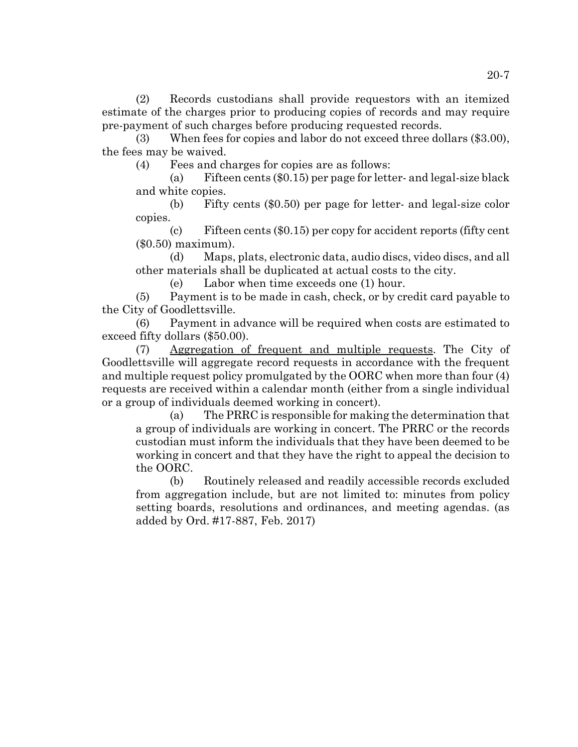(2) Records custodians shall provide requestors with an itemized estimate of the charges prior to producing copies of records and may require pre-payment of such charges before producing requested records.

(3) When fees for copies and labor do not exceed three dollars ($3.00), the fees may be waived.

(4) Fees and charges for copies are as follows:

(a) Fifteen cents ($0.15) per page for letter- and legal-size black and white copies.

(b) Fifty cents ($0.50) per page for letter- and legal-size color copies.

(c) Fifteen cents ($0.15) per copy for accident reports (fifty cent ($0.50) maximum).

(d) Maps, plats, electronic data, audio discs, video discs, and all other materials shall be duplicated at actual costs to the city.

(e) Labor when time exceeds one (1) hour.

(5) Payment is to be made in cash, check, or by credit card payable to the City of Goodlettsville.

(6) Payment in advance will be required when costs are estimated to exceed fifty dollars ($50.00).

(7) Aggregation of frequent and multiple requests. The City of Goodlettsville will aggregate record requests in accordance with the frequent and multiple request policy promulgated by the OORC when more than four (4) requests are received within a calendar month (either from a single individual or a group of individuals deemed working in concert).

(a) The PRRC is responsible for making the determination that a group of individuals are working in concert. The PRRC or the records custodian must inform the individuals that they have been deemed to be working in concert and that they have the right to appeal the decision to the OORC.

(b) Routinely released and readily accessible records excluded from aggregation include, but are not limited to: minutes from policy setting boards, resolutions and ordinances, and meeting agendas. (as added by Ord. #17-887, Feb. 2017)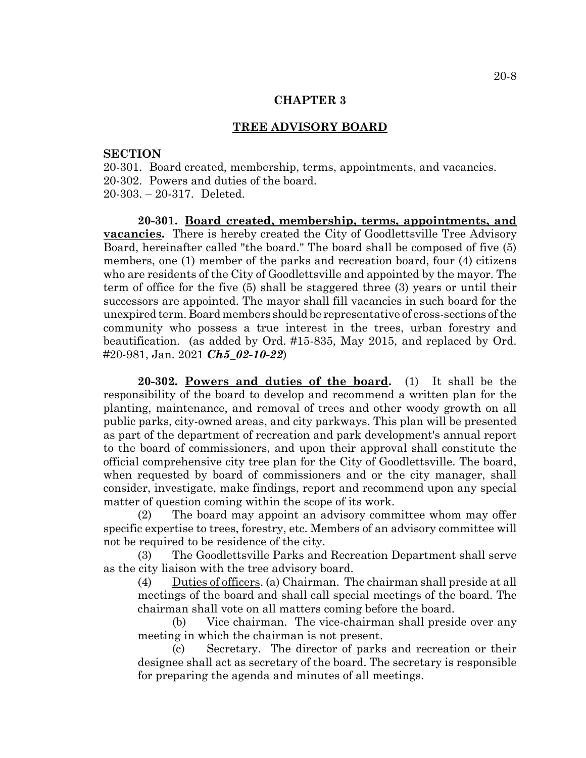## CHAPTER 3

## TREE ADVISORY BOARD

**SECTION**

20-301. Board created, membership, terms, appointments, and vacancies.
20-302. Powers and duties of the board.
20-303. – 20-317. Deleted.

**20-301. Board created, membership, terms, appointments, and vacancies.** There is hereby created the City of Goodlettsville Tree Advisory Board, hereinafter called "the board." The board shall be composed of five (5) members, one (1) member of the parks and recreation board, four (4) citizens who are residents of the City of Goodlettsville and appointed by the mayor. The term of office for the five (5) shall be staggered three (3) years or until their successors are appointed. The mayor shall fill vacancies in such board for the unexpired term. Board members should be representative of cross-sections of the community who possess a true interest in the trees, urban forestry and beautification. (as added by Ord. #15-835, May 2015, and replaced by Ord. #20-981, Jan. 2021 ***Ch5_02-10-22***)

**20-302. Powers and duties of the board.** (1) It shall be the responsibility of the board to develop and recommend a written plan for the planting, maintenance, and removal of trees and other woody growth on all public parks, city-owned areas, and city parkways. This plan will be presented as part of the department of recreation and park development's annual report to the board of commissioners, and upon their approval shall constitute the official comprehensive city tree plan for the City of Goodlettsville. The board, when requested by board of commissioners and or the city manager, shall consider, investigate, make findings, report and recommend upon any special matter of question coming within the scope of its work.

(2) The board may appoint an advisory committee whom may offer specific expertise to trees, forestry, etc. Members of an advisory committee will not be required to be residence of the city.

(3) The Goodlettsville Parks and Recreation Department shall serve as the city liaison with the tree advisory board.

(4) Duties of officers. (a) Chairman. The chairman shall preside at all meetings of the board and shall call special meetings of the board. The chairman shall vote on all matters coming before the board.

(b) Vice chairman. The vice-chairman shall preside over any meeting in which the chairman is not present.

(c) Secretary. The director of parks and recreation or their designee shall act as secretary of the board. The secretary is responsible for preparing the agenda and minutes of all meetings.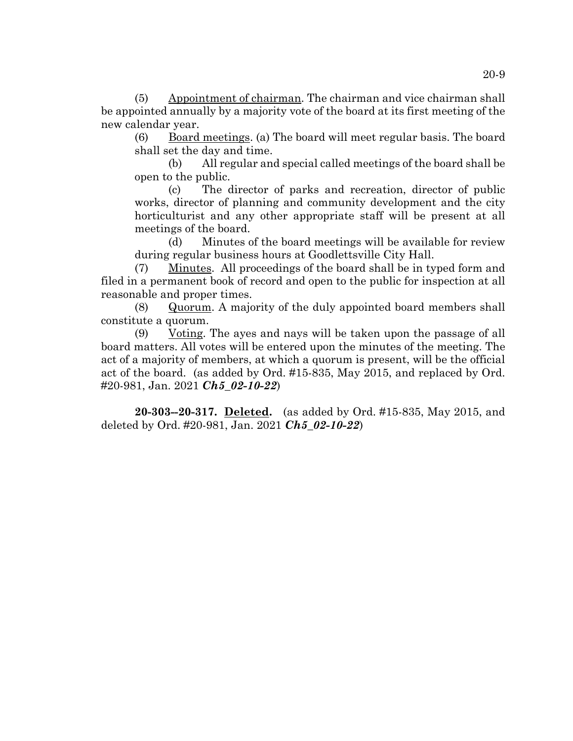(5) Appointment of chairman. The chairman and vice chairman shall be appointed annually by a majority vote of the board at its first meeting of the new calendar year.

(6) Board meetings. (a) The board will meet regular basis. The board shall set the day and time.

(b) All regular and special called meetings of the board shall be open to the public.

(c) The director of parks and recreation, director of public works, director of planning and community development and the city horticulturist and any other appropriate staff will be present at all meetings of the board.

(d) Minutes of the board meetings will be available for review during regular business hours at Goodlettsville City Hall.

(7) Minutes. All proceedings of the board shall be in typed form and filed in a permanent book of record and open to the public for inspection at all reasonable and proper times.

(8) Quorum. A majority of the duly appointed board members shall constitute a quorum.

(9) Voting. The ayes and nays will be taken upon the passage of all board matters. All votes will be entered upon the minutes of the meeting. The act of a majority of members, at which a quorum is present, will be the official act of the board. (as added by Ord. #15-835, May 2015, and replaced by Ord. #20-981, Jan. 2021 ***Ch5_02-10-22***)

**20-303--20-317. Deleted.** (as added by Ord. #15-835, May 2015, and deleted by Ord. #20-981, Jan. 2021 ***Ch5_02-10-22***)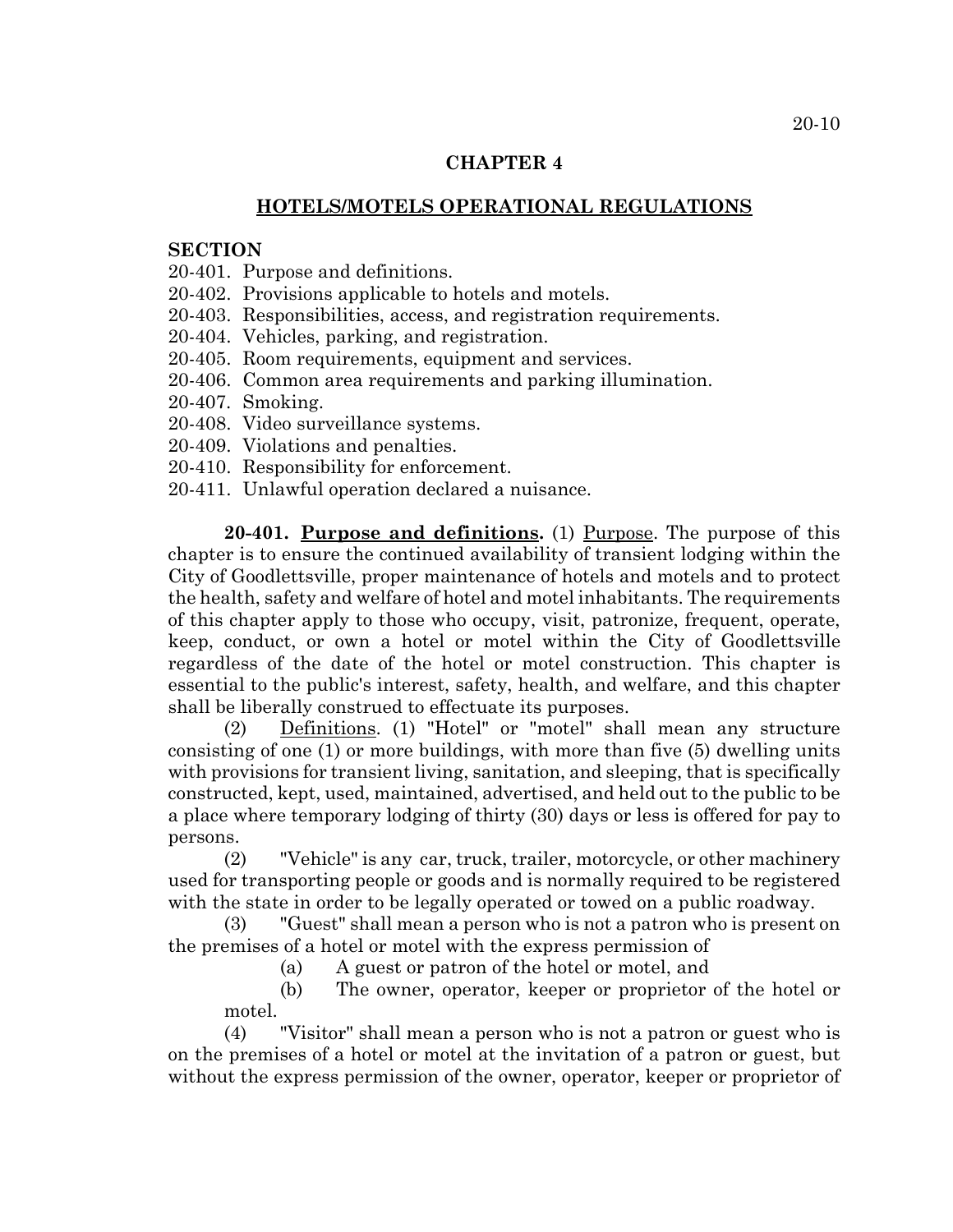## CHAPTER 4

## HOTELS/MOTELS OPERATIONAL REGULATIONS

**SECTION**

20-401. Purpose and definitions.
20-402. Provisions applicable to hotels and motels.
20-403. Responsibilities, access, and registration requirements.
20-404. Vehicles, parking, and registration.
20-405. Room requirements, equipment and services.
20-406. Common area requirements and parking illumination.
20-407. Smoking.
20-408. Video surveillance systems.
20-409. Violations and penalties.
20-410. Responsibility for enforcement.
20-411. Unlawful operation declared a nuisance.

**20-401. Purpose and definitions.** (1) Purpose. The purpose of this chapter is to ensure the continued availability of transient lodging within the City of Goodlettsville, proper maintenance of hotels and motels and to protect the health, safety and welfare of hotel and motel inhabitants. The requirements of this chapter apply to those who occupy, visit, patronize, frequent, operate, keep, conduct, or own a hotel or motel within the City of Goodlettsville regardless of the date of the hotel or motel construction. This chapter is essential to the public's interest, safety, health, and welfare, and this chapter shall be liberally construed to effectuate its purposes.

(2) Definitions. (1) "Hotel" or "motel" shall mean any structure consisting of one (1) or more buildings, with more than five (5) dwelling units with provisions for transient living, sanitation, and sleeping, that is specifically constructed, kept, used, maintained, advertised, and held out to the public to be a place where temporary lodging of thirty (30) days or less is offered for pay to persons.

(2) "Vehicle" is any car, truck, trailer, motorcycle, or other machinery used for transporting people or goods and is normally required to be registered with the state in order to be legally operated or towed on a public roadway.

(3) "Guest" shall mean a person who is not a patron who is present on the premises of a hotel or motel with the express permission of

(a) A guest or patron of the hotel or motel, and

(b) The owner, operator, keeper or proprietor of the hotel or motel.

(4) "Visitor" shall mean a person who is not a patron or guest who is on the premises of a hotel or motel at the invitation of a patron or guest, but without the express permission of the owner, operator, keeper or proprietor of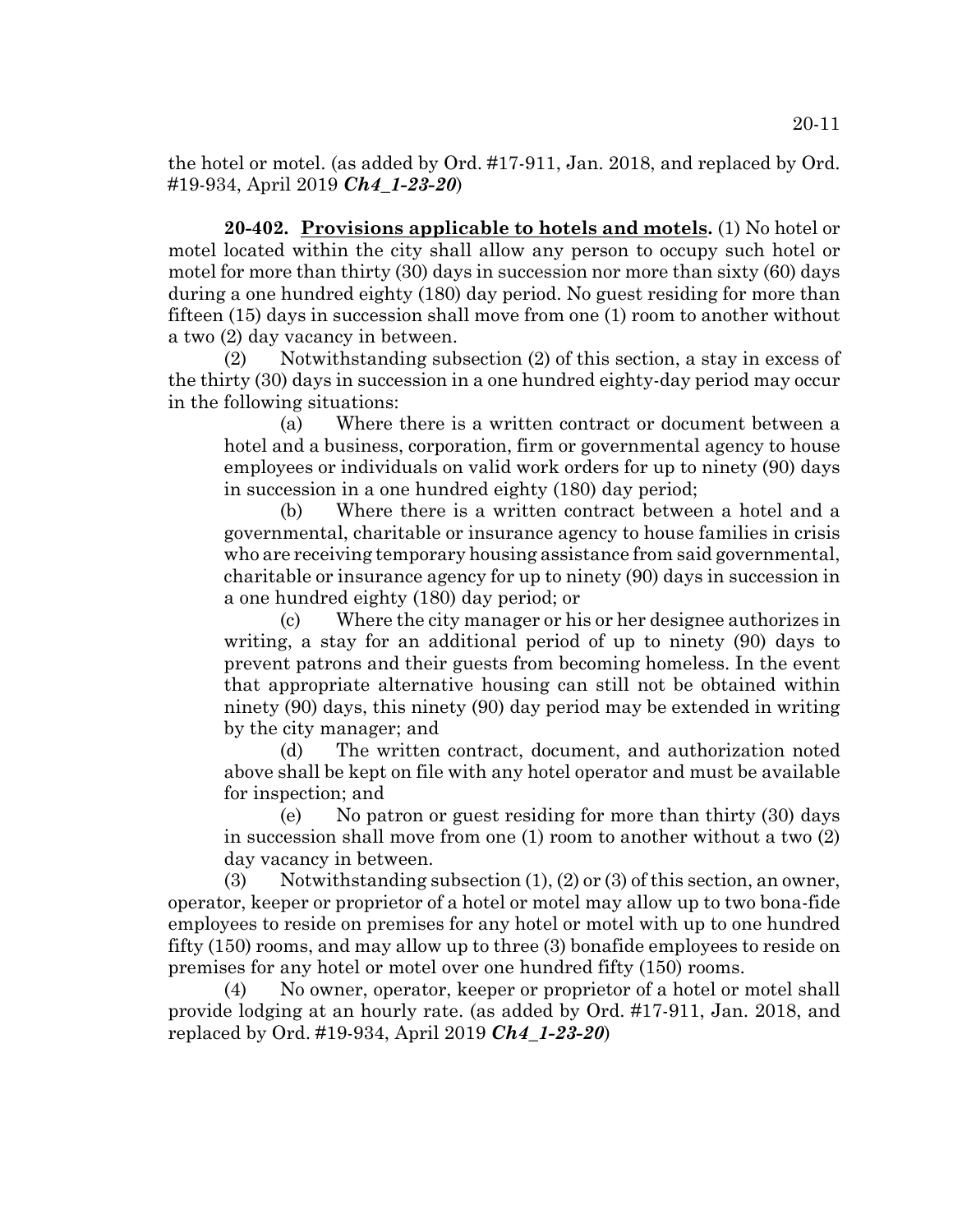the hotel or motel. (as added by Ord. #17-911, Jan. 2018, and replaced by Ord. #19-934, April 2019 ***Ch4_1-23-20***)

**20-402. <u>Provisions applicable to hotels and motels.</u>** (1) No hotel or motel located within the city shall allow any person to occupy such hotel or motel for more than thirty (30) days in succession nor more than sixty (60) days during a one hundred eighty (180) day period. No guest residing for more than fifteen (15) days in succession shall move from one (1) room to another without a two (2) day vacancy in between.

(2) Notwithstanding subsection (2) of this section, a stay in excess of the thirty (30) days in succession in a one hundred eighty-day period may occur in the following situations:

(a) Where there is a written contract or document between a hotel and a business, corporation, firm or governmental agency to house employees or individuals on valid work orders for up to ninety (90) days in succession in a one hundred eighty (180) day period;

(b) Where there is a written contract between a hotel and a governmental, charitable or insurance agency to house families in crisis who are receiving temporary housing assistance from said governmental, charitable or insurance agency for up to ninety (90) days in succession in a one hundred eighty (180) day period; or

(c) Where the city manager or his or her designee authorizes in writing, a stay for an additional period of up to ninety (90) days to prevent patrons and their guests from becoming homeless. In the event that appropriate alternative housing can still not be obtained within ninety (90) days, this ninety (90) day period may be extended in writing by the city manager; and

(d) The written contract, document, and authorization noted above shall be kept on file with any hotel operator and must be available for inspection; and

(e) No patron or guest residing for more than thirty (30) days in succession shall move from one (1) room to another without a two (2) day vacancy in between.

(3) Notwithstanding subsection (1), (2) or (3) of this section, an owner, operator, keeper or proprietor of a hotel or motel may allow up to two bona-fide employees to reside on premises for any hotel or motel with up to one hundred fifty (150) rooms, and may allow up to three (3) bonafide employees to reside on premises for any hotel or motel over one hundred fifty (150) rooms.

(4) No owner, operator, keeper or proprietor of a hotel or motel shall provide lodging at an hourly rate. (as added by Ord. #17-911, Jan. 2018, and replaced by Ord. #19-934, April 2019 ***Ch4_1-23-20***)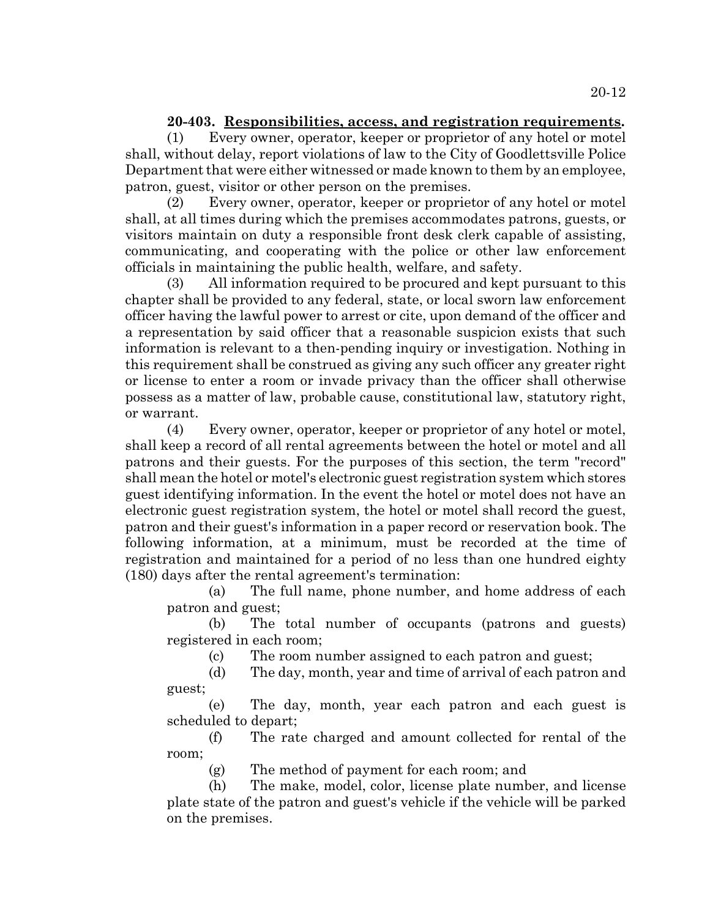**20-403. Responsibilities, access, and registration requirements.**

(1) Every owner, operator, keeper or proprietor of any hotel or motel shall, without delay, report violations of law to the City of Goodlettsville Police Department that were either witnessed or made known to them by an employee, patron, guest, visitor or other person on the premises.

(2) Every owner, operator, keeper or proprietor of any hotel or motel shall, at all times during which the premises accommodates patrons, guests, or visitors maintain on duty a responsible front desk clerk capable of assisting, communicating, and cooperating with the police or other law enforcement officials in maintaining the public health, welfare, and safety.

(3) All information required to be procured and kept pursuant to this chapter shall be provided to any federal, state, or local sworn law enforcement officer having the lawful power to arrest or cite, upon demand of the officer and a representation by said officer that a reasonable suspicion exists that such information is relevant to a then-pending inquiry or investigation. Nothing in this requirement shall be construed as giving any such officer any greater right or license to enter a room or invade privacy than the officer shall otherwise possess as a matter of law, probable cause, constitutional law, statutory right, or warrant.

(4) Every owner, operator, keeper or proprietor of any hotel or motel, shall keep a record of all rental agreements between the hotel or motel and all patrons and their guests. For the purposes of this section, the term "record" shall mean the hotel or motel's electronic guest registration system which stores guest identifying information. In the event the hotel or motel does not have an electronic guest registration system, the hotel or motel shall record the guest, patron and their guest's information in a paper record or reservation book. The following information, at a minimum, must be recorded at the time of registration and maintained for a period of no less than one hundred eighty (180) days after the rental agreement's termination:

(a) The full name, phone number, and home address of each patron and guest;

(b) The total number of occupants (patrons and guests) registered in each room;

(c) The room number assigned to each patron and guest;

(d) The day, month, year and time of arrival of each patron and guest;

(e) The day, month, year each patron and each guest is scheduled to depart;

(f) The rate charged and amount collected for rental of the room;

(g) The method of payment for each room; and

(h) The make, model, color, license plate number, and license plate state of the patron and guest's vehicle if the vehicle will be parked on the premises.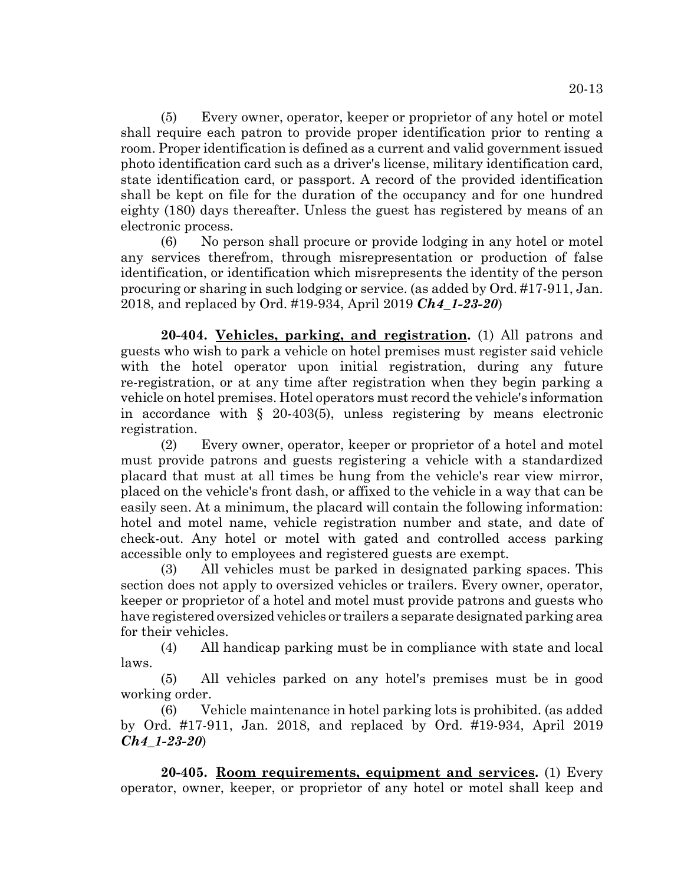(5) Every owner, operator, keeper or proprietor of any hotel or motel shall require each patron to provide proper identification prior to renting a room. Proper identification is defined as a current and valid government issued photo identification card such as a driver's license, military identification card, state identification card, or passport. A record of the provided identification shall be kept on file for the duration of the occupancy and for one hundred eighty (180) days thereafter. Unless the guest has registered by means of an electronic process.

(6) No person shall procure or provide lodging in any hotel or motel any services therefrom, through misrepresentation or production of false identification, or identification which misrepresents the identity of the person procuring or sharing in such lodging or service. (as added by Ord. #17-911, Jan. 2018, and replaced by Ord. #19-934, April 2019 ***Ch4_1-23-20***)

**20-404. Vehicles, parking, and registration.** (1) All patrons and guests who wish to park a vehicle on hotel premises must register said vehicle with the hotel operator upon initial registration, during any future re-registration, or at any time after registration when they begin parking a vehicle on hotel premises. Hotel operators must record the vehicle's information in accordance with § 20-403(5), unless registering by means electronic registration.

(2) Every owner, operator, keeper or proprietor of a hotel and motel must provide patrons and guests registering a vehicle with a standardized placard that must at all times be hung from the vehicle's rear view mirror, placed on the vehicle's front dash, or affixed to the vehicle in a way that can be easily seen. At a minimum, the placard will contain the following information: hotel and motel name, vehicle registration number and state, and date of check-out. Any hotel or motel with gated and controlled access parking accessible only to employees and registered guests are exempt.

(3) All vehicles must be parked in designated parking spaces. This section does not apply to oversized vehicles or trailers. Every owner, operator, keeper or proprietor of a hotel and motel must provide patrons and guests who have registered oversized vehicles or trailers a separate designated parking area for their vehicles.

(4) All handicap parking must be in compliance with state and local laws.

(5) All vehicles parked on any hotel's premises must be in good working order.

(6) Vehicle maintenance in hotel parking lots is prohibited. (as added by Ord. #17-911, Jan. 2018, and replaced by Ord. #19-934, April 2019 ***Ch4_1-23-20***)

**20-405. Room requirements, equipment and services.** (1) Every operator, owner, keeper, or proprietor of any hotel or motel shall keep and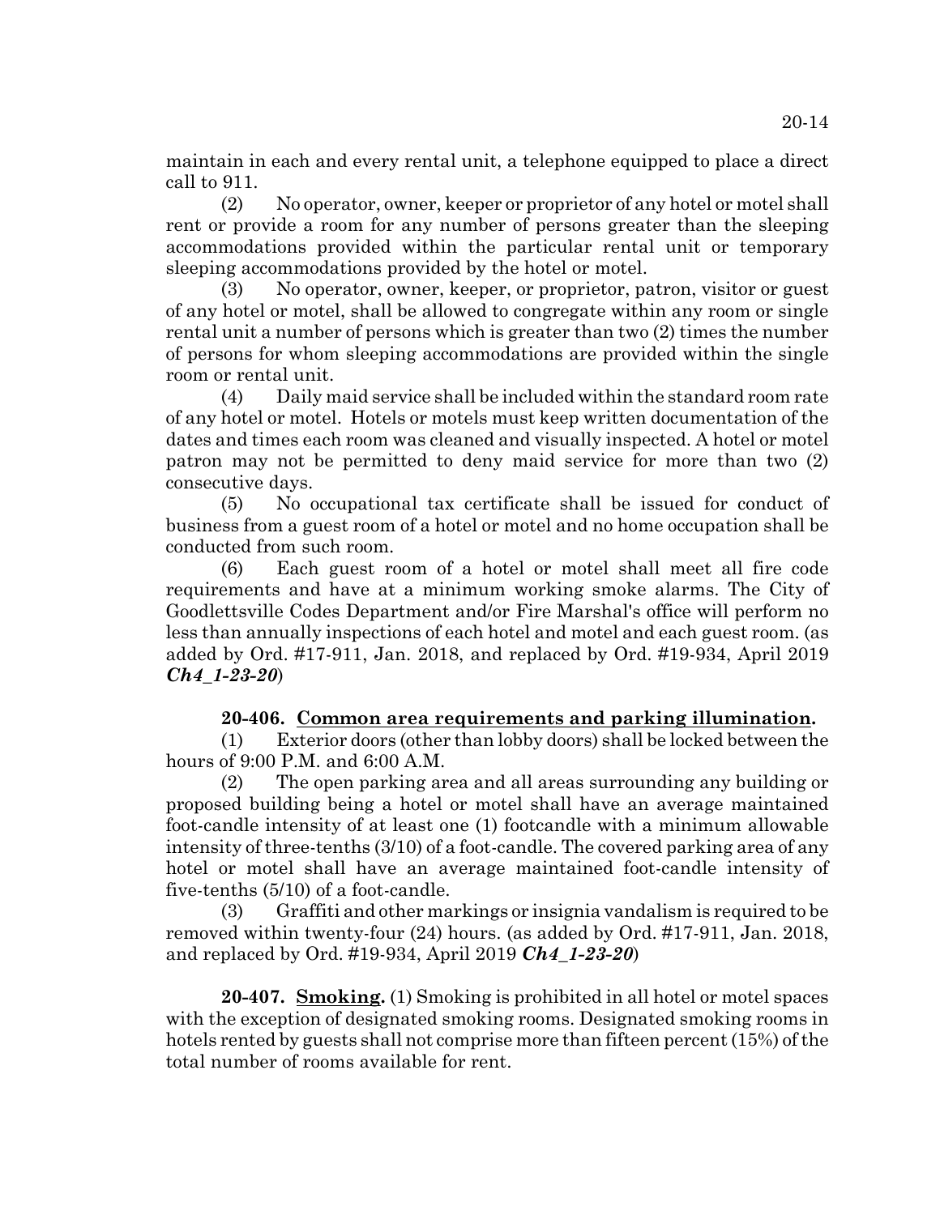maintain in each and every rental unit, a telephone equipped to place a direct call to 911.

(2) No operator, owner, keeper or proprietor of any hotel or motel shall rent or provide a room for any number of persons greater than the sleeping accommodations provided within the particular rental unit or temporary sleeping accommodations provided by the hotel or motel.

(3) No operator, owner, keeper, or proprietor, patron, visitor or guest of any hotel or motel, shall be allowed to congregate within any room or single rental unit a number of persons which is greater than two (2) times the number of persons for whom sleeping accommodations are provided within the single room or rental unit.

(4) Daily maid service shall be included within the standard room rate of any hotel or motel. Hotels or motels must keep written documentation of the dates and times each room was cleaned and visually inspected. A hotel or motel patron may not be permitted to deny maid service for more than two (2) consecutive days.

(5) No occupational tax certificate shall be issued for conduct of business from a guest room of a hotel or motel and no home occupation shall be conducted from such room.

(6) Each guest room of a hotel or motel shall meet all fire code requirements and have at a minimum working smoke alarms. The City of Goodlettsville Codes Department and/or Fire Marshal's office will perform no less than annually inspections of each hotel and motel and each guest room. (as added by Ord. #17-911, Jan. 2018, and replaced by Ord. #19-934, April 2019 ***Ch4_1-23-20***)

**20-406. Common area requirements and parking illumination.**

(1) Exterior doors (other than lobby doors) shall be locked between the hours of 9:00 P.M. and 6:00 A.M.

(2) The open parking area and all areas surrounding any building or proposed building being a hotel or motel shall have an average maintained foot-candle intensity of at least one (1) footcandle with a minimum allowable intensity of three-tenths (3/10) of a foot-candle. The covered parking area of any hotel or motel shall have an average maintained foot-candle intensity of five-tenths (5/10) of a foot-candle.

(3) Graffiti and other markings or insignia vandalism is required to be removed within twenty-four (24) hours. (as added by Ord. #17-911, Jan. 2018, and replaced by Ord. #19-934, April 2019 ***Ch4_1-23-20***)

**20-407. Smoking.** (1) Smoking is prohibited in all hotel or motel spaces with the exception of designated smoking rooms. Designated smoking rooms in hotels rented by guests shall not comprise more than fifteen percent (15%) of the total number of rooms available for rent.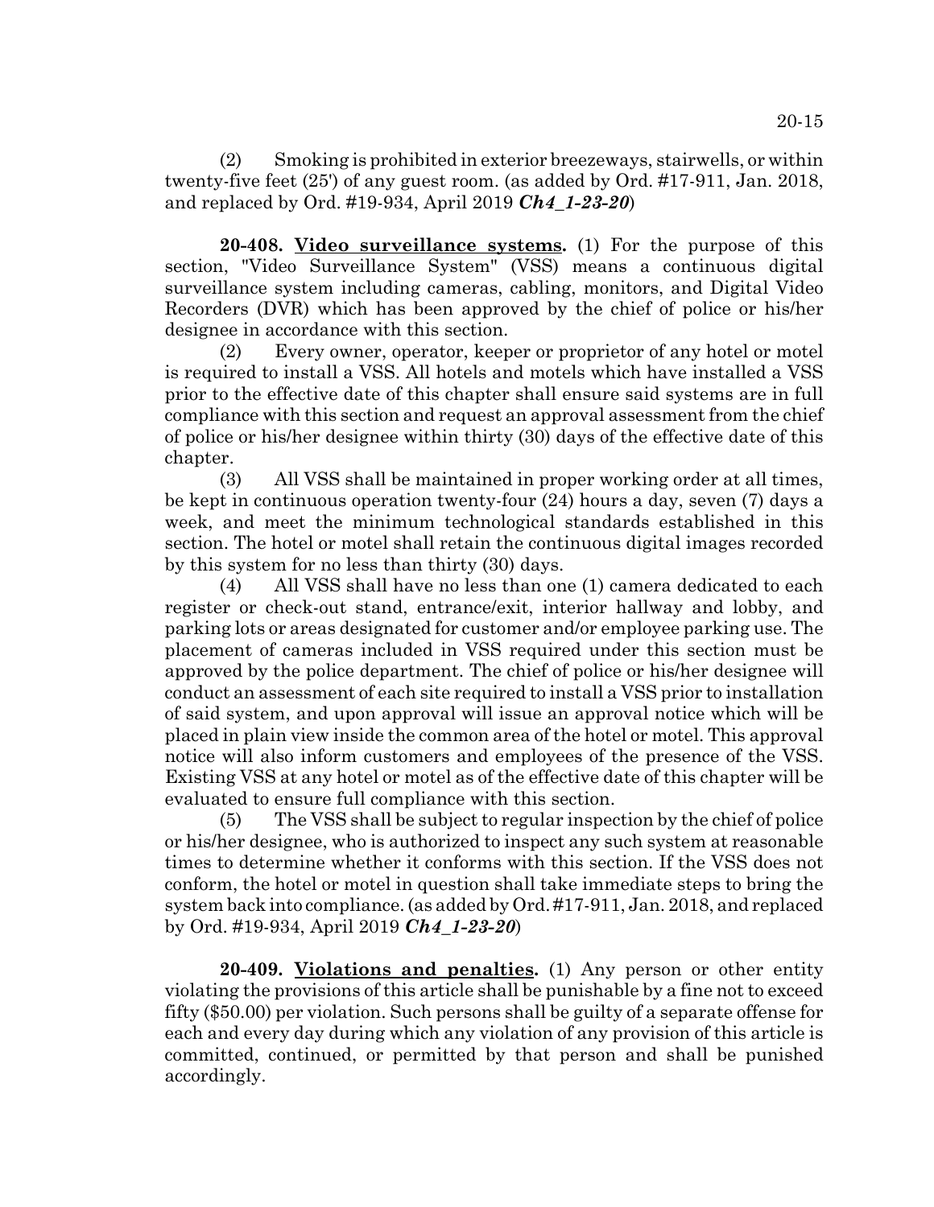(2) Smoking is prohibited in exterior breezeways, stairwells, or within twenty-five feet (25') of any guest room. (as added by Ord. #17-911, Jan. 2018, and replaced by Ord. #19-934, April 2019 ***Ch4_1-23-20***)

**20-408. Video surveillance systems.** (1) For the purpose of this section, "Video Surveillance System" (VSS) means a continuous digital surveillance system including cameras, cabling, monitors, and Digital Video Recorders (DVR) which has been approved by the chief of police or his/her designee in accordance with this section.

(2) Every owner, operator, keeper or proprietor of any hotel or motel is required to install a VSS. All hotels and motels which have installed a VSS prior to the effective date of this chapter shall ensure said systems are in full compliance with this section and request an approval assessment from the chief of police or his/her designee within thirty (30) days of the effective date of this chapter.

(3) All VSS shall be maintained in proper working order at all times, be kept in continuous operation twenty-four (24) hours a day, seven (7) days a week, and meet the minimum technological standards established in this section. The hotel or motel shall retain the continuous digital images recorded by this system for no less than thirty (30) days.

(4) All VSS shall have no less than one (1) camera dedicated to each register or check-out stand, entrance/exit, interior hallway and lobby, and parking lots or areas designated for customer and/or employee parking use. The placement of cameras included in VSS required under this section must be approved by the police department. The chief of police or his/her designee will conduct an assessment of each site required to install a VSS prior to installation of said system, and upon approval will issue an approval notice which will be placed in plain view inside the common area of the hotel or motel. This approval notice will also inform customers and employees of the presence of the VSS. Existing VSS at any hotel or motel as of the effective date of this chapter will be evaluated to ensure full compliance with this section.

(5) The VSS shall be subject to regular inspection by the chief of police or his/her designee, who is authorized to inspect any such system at reasonable times to determine whether it conforms with this section. If the VSS does not conform, the hotel or motel in question shall take immediate steps to bring the system back into compliance. (as added by Ord. #17-911, Jan. 2018, and replaced by Ord. #19-934, April 2019 ***Ch4_1-23-20***)

**20-409. Violations and penalties.** (1) Any person or other entity violating the provisions of this article shall be punishable by a fine not to exceed fifty ($50.00) per violation. Such persons shall be guilty of a separate offense for each and every day during which any violation of any provision of this article is committed, continued, or permitted by that person and shall be punished accordingly.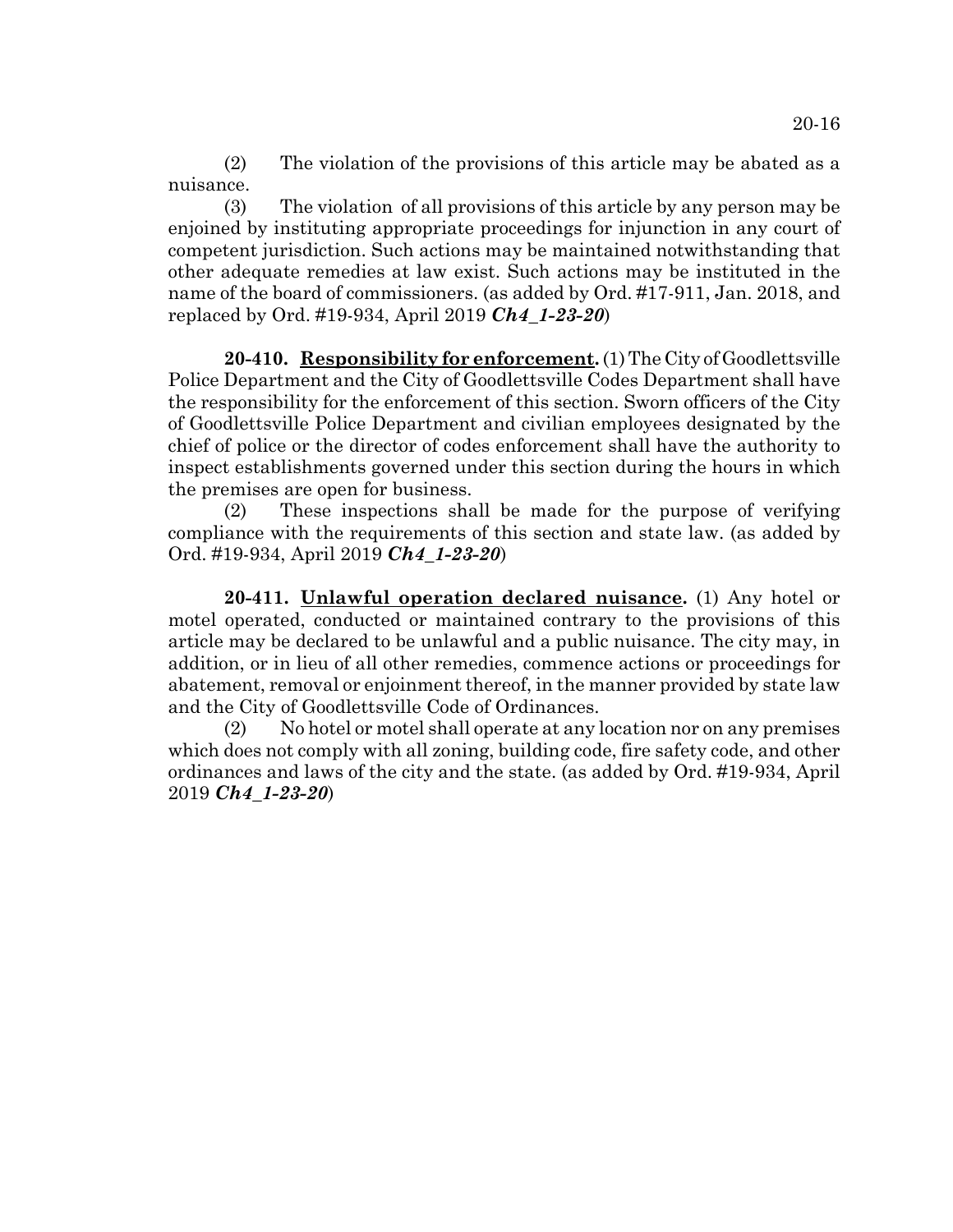(2) The violation of the provisions of this article may be abated as a nuisance.

(3) The violation of all provisions of this article by any person may be enjoined by instituting appropriate proceedings for injunction in any court of competent jurisdiction. Such actions may be maintained notwithstanding that other adequate remedies at law exist. Such actions may be instituted in the name of the board of commissioners. (as added by Ord. #17-911, Jan. 2018, and replaced by Ord. #19-934, April 2019 ***Ch4_1-23-20***)

**20-410. Responsibility for enforcement.** (1) The City of Goodlettsville Police Department and the City of Goodlettsville Codes Department shall have the responsibility for the enforcement of this section. Sworn officers of the City of Goodlettsville Police Department and civilian employees designated by the chief of police or the director of codes enforcement shall have the authority to inspect establishments governed under this section during the hours in which the premises are open for business.

(2) These inspections shall be made for the purpose of verifying compliance with the requirements of this section and state law. (as added by Ord. #19-934, April 2019 ***Ch4_1-23-20***)

**20-411. Unlawful operation declared nuisance.** (1) Any hotel or motel operated, conducted or maintained contrary to the provisions of this article may be declared to be unlawful and a public nuisance. The city may, in addition, or in lieu of all other remedies, commence actions or proceedings for abatement, removal or enjoinment thereof, in the manner provided by state law and the City of Goodlettsville Code of Ordinances.

(2) No hotel or motel shall operate at any location nor on any premises which does not comply with all zoning, building code, fire safety code, and other ordinances and laws of the city and the state. (as added by Ord. #19-934, April 2019 ***Ch4_1-23-20***)